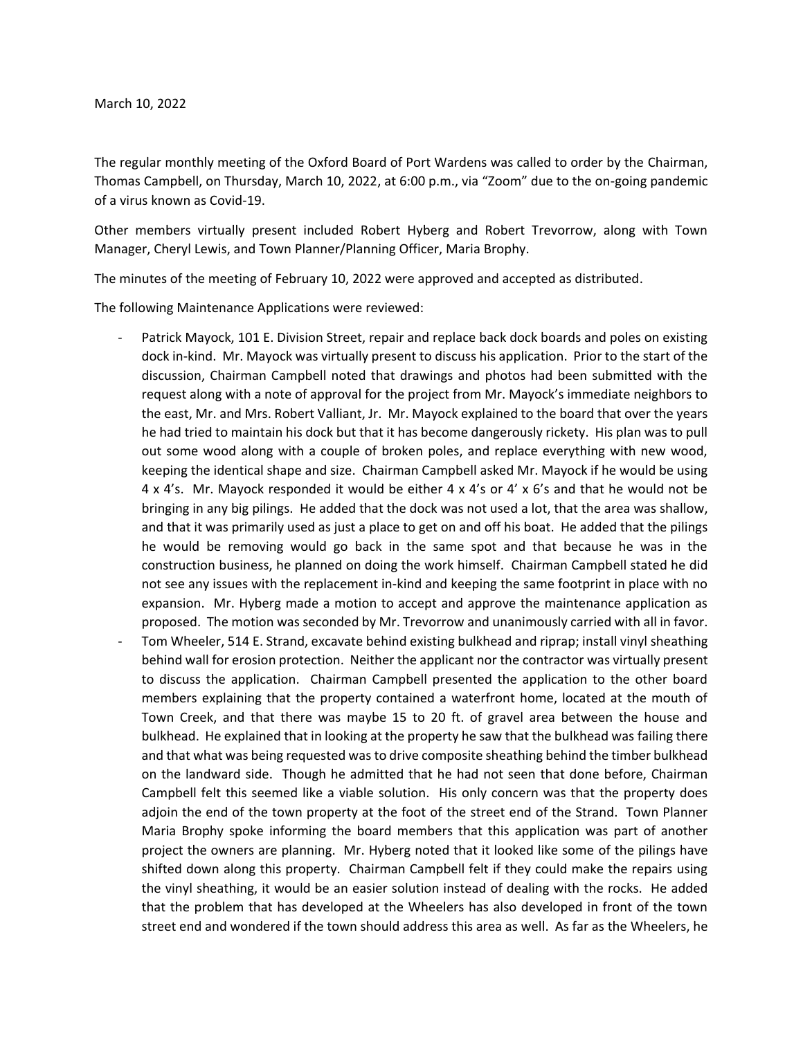March 10, 2022

The regular monthly meeting of the Oxford Board of Port Wardens was called to order by the Chairman, Thomas Campbell, on Thursday, March 10, 2022, at 6:00 p.m., via "Zoom" due to the on-going pandemic of a virus known as Covid-19.

Other members virtually present included Robert Hyberg and Robert Trevorrow, along with Town Manager, Cheryl Lewis, and Town Planner/Planning Officer, Maria Brophy.

The minutes of the meeting of February 10, 2022 were approved and accepted as distributed.

The following Maintenance Applications were reviewed:

- Patrick Mayock, 101 E. Division Street, repair and replace back dock boards and poles on existing dock in-kind. Mr. Mayock was virtually present to discuss his application. Prior to the start of the discussion, Chairman Campbell noted that drawings and photos had been submitted with the request along with a note of approval for the project from Mr. Mayock's immediate neighbors to the east, Mr. and Mrs. Robert Valliant, Jr. Mr. Mayock explained to the board that over the years he had tried to maintain his dock but that it has become dangerously rickety. His plan was to pull out some wood along with a couple of broken poles, and replace everything with new wood, keeping the identical shape and size. Chairman Campbell asked Mr. Mayock if he would be using 4 x 4's. Mr. Mayock responded it would be either 4 x 4's or 4' x 6's and that he would not be bringing in any big pilings. He added that the dock was not used a lot, that the area was shallow, and that it was primarily used as just a place to get on and off his boat. He added that the pilings he would be removing would go back in the same spot and that because he was in the construction business, he planned on doing the work himself. Chairman Campbell stated he did not see any issues with the replacement in-kind and keeping the same footprint in place with no expansion. Mr. Hyberg made a motion to accept and approve the maintenance application as proposed. The motion was seconded by Mr. Trevorrow and unanimously carried with all in favor.
- Tom Wheeler, 514 E. Strand, excavate behind existing bulkhead and riprap; install vinyl sheathing behind wall for erosion protection. Neither the applicant nor the contractor was virtually present to discuss the application. Chairman Campbell presented the application to the other board members explaining that the property contained a waterfront home, located at the mouth of Town Creek, and that there was maybe 15 to 20 ft. of gravel area between the house and bulkhead. He explained that in looking at the property he saw that the bulkhead was failing there and that what was being requested was to drive composite sheathing behind the timber bulkhead on the landward side. Though he admitted that he had not seen that done before, Chairman Campbell felt this seemed like a viable solution. His only concern was that the property does adjoin the end of the town property at the foot of the street end of the Strand. Town Planner Maria Brophy spoke informing the board members that this application was part of another project the owners are planning. Mr. Hyberg noted that it looked like some of the pilings have shifted down along this property. Chairman Campbell felt if they could make the repairs using the vinyl sheathing, it would be an easier solution instead of dealing with the rocks. He added that the problem that has developed at the Wheelers has also developed in front of the town street end and wondered if the town should address this area as well. As far as the Wheelers, he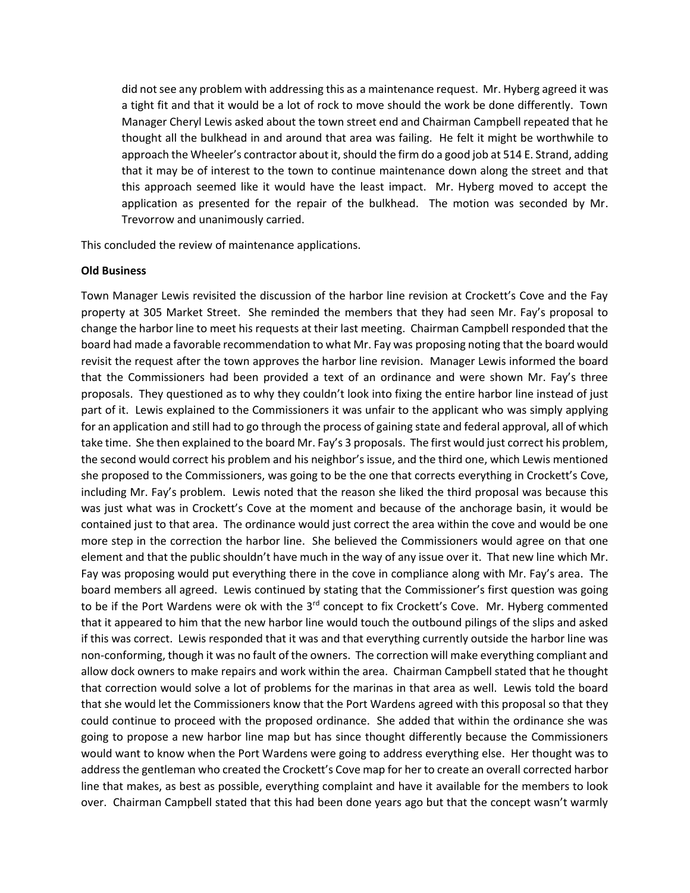did not see any problem with addressing this as a maintenance request. Mr. Hyberg agreed it was a tight fit and that it would be a lot of rock to move should the work be done differently. Town Manager Cheryl Lewis asked about the town street end and Chairman Campbell repeated that he thought all the bulkhead in and around that area was failing. He felt it might be worthwhile to approach the Wheeler's contractor about it, should the firm do a good job at 514 E. Strand, adding that it may be of interest to the town to continue maintenance down along the street and that this approach seemed like it would have the least impact. Mr. Hyberg moved to accept the application as presented for the repair of the bulkhead. The motion was seconded by Mr. Trevorrow and unanimously carried.

This concluded the review of maintenance applications.

**Old Business**

Town Manager Lewis revisited the discussion of the harbor line revision at Crockett's Cove and the Fay property at 305 Market Street. She reminded the members that they had seen Mr. Fay's proposal to change the harbor line to meet his requests at their last meeting. Chairman Campbell responded that the board had made a favorable recommendation to what Mr. Fay was proposing noting that the board would revisit the request after the town approves the harbor line revision. Manager Lewis informed the board that the Commissioners had been provided a text of an ordinance and were shown Mr. Fay's three proposals. They questioned as to why they couldn't look into fixing the entire harbor line instead of just part of it. Lewis explained to the Commissioners it was unfair to the applicant who was simply applying for an application and still had to go through the process of gaining state and federal approval, all of which take time. She then explained to the board Mr. Fay's 3 proposals. The first would just correct his problem, the second would correct his problem and his neighbor's issue, and the third one, which Lewis mentioned she proposed to the Commissioners, was going to be the one that corrects everything in Crockett's Cove, including Mr. Fay's problem. Lewis noted that the reason she liked the third proposal was because this was just what was in Crockett's Cove at the moment and because of the anchorage basin, it would be contained just to that area. The ordinance would just correct the area within the cove and would be one more step in the correction the harbor line. She believed the Commissioners would agree on that one element and that the public shouldn't have much in the way of any issue over it. That new line which Mr. Fay was proposing would put everything there in the cove in compliance along with Mr. Fay's area. The board members all agreed. Lewis continued by stating that the Commissioner's first question was going to be if the Port Wardens were ok with the 3rd concept to fix Crockett's Cove. Mr. Hyberg commented that it appeared to him that the new harbor line would touch the outbound pilings of the slips and asked if this was correct. Lewis responded that it was and that everything currently outside the harbor line was non-conforming, though it was no fault of the owners. The correction will make everything compliant and allow dock owners to make repairs and work within the area. Chairman Campbell stated that he thought that correction would solve a lot of problems for the marinas in that area as well. Lewis told the board that she would let the Commissioners know that the Port Wardens agreed with this proposal so that they could continue to proceed with the proposed ordinance. She added that within the ordinance she was going to propose a new harbor line map but has since thought differently because the Commissioners would want to know when the Port Wardens were going to address everything else. Her thought was to address the gentleman who created the Crockett's Cove map for her to create an overall corrected harbor line that makes, as best as possible, everything complaint and have it available for the members to look over. Chairman Campbell stated that this had been done years ago but that the concept wasn't warmly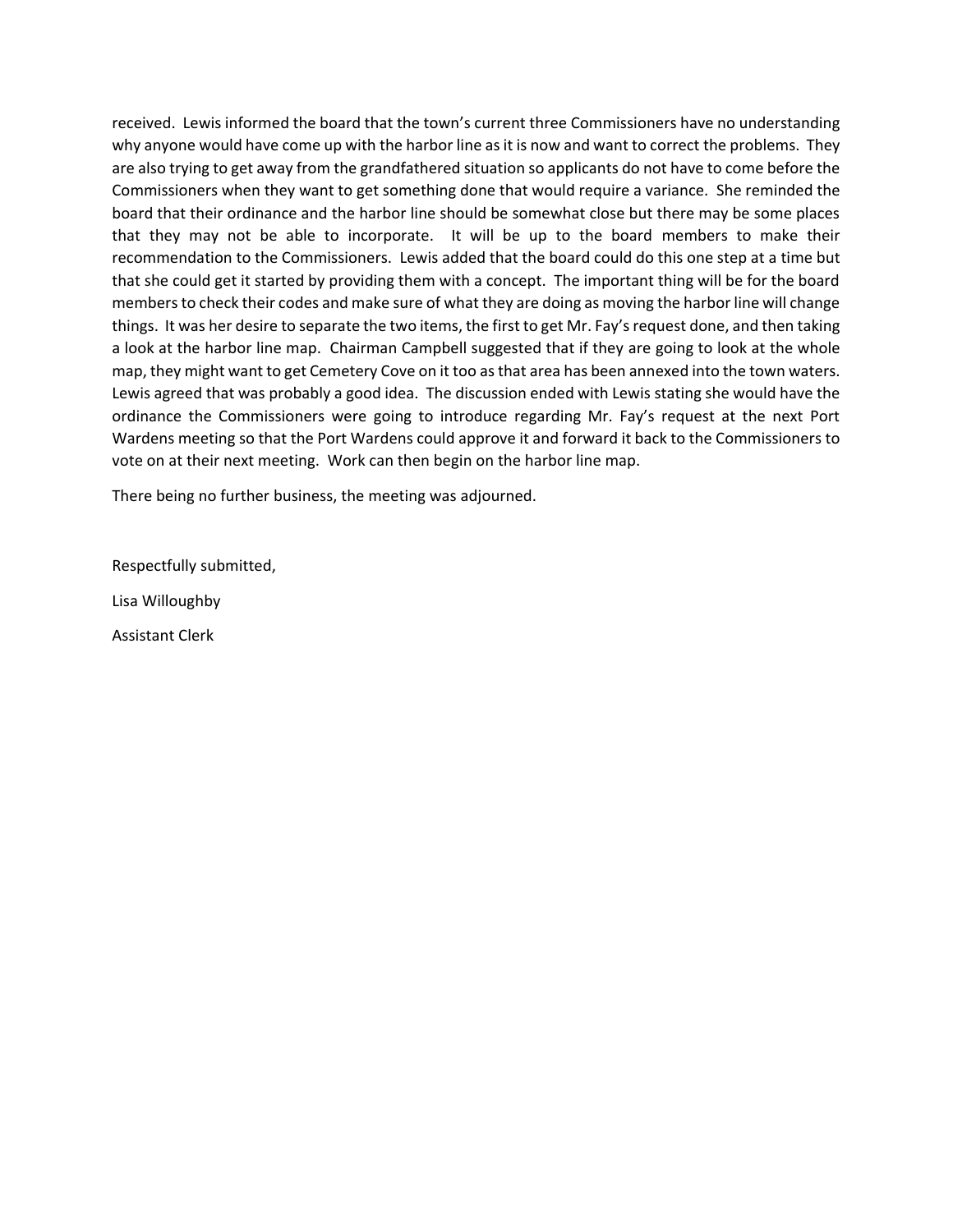received. Lewis informed the board that the town's current three Commissioners have no understanding why anyone would have come up with the harbor line as it is now and want to correct the problems. They are also trying to get away from the grandfathered situation so applicants do not have to come before the Commissioners when they want to get something done that would require a variance. She reminded the board that their ordinance and the harbor line should be somewhat close but there may be some places that they may not be able to incorporate. It will be up to the board members to make their recommendation to the Commissioners. Lewis added that the board could do this one step at a time but that she could get it started by providing them with a concept. The important thing will be for the board members to check their codes and make sure of what they are doing as moving the harbor line will change things. It was her desire to separate the two items, the first to get Mr. Fay's request done, and then taking a look at the harbor line map. Chairman Campbell suggested that if they are going to look at the whole map, they might want to get Cemetery Cove on it too as that area has been annexed into the town waters. Lewis agreed that was probably a good idea. The discussion ended with Lewis stating she would have the ordinance the Commissioners were going to introduce regarding Mr. Fay's request at the next Port Wardens meeting so that the Port Wardens could approve it and forward it back to the Commissioners to vote on at their next meeting. Work can then begin on the harbor line map.

There being no further business, the meeting was adjourned.

Respectfully submitted,

Lisa Willoughby

Assistant Clerk